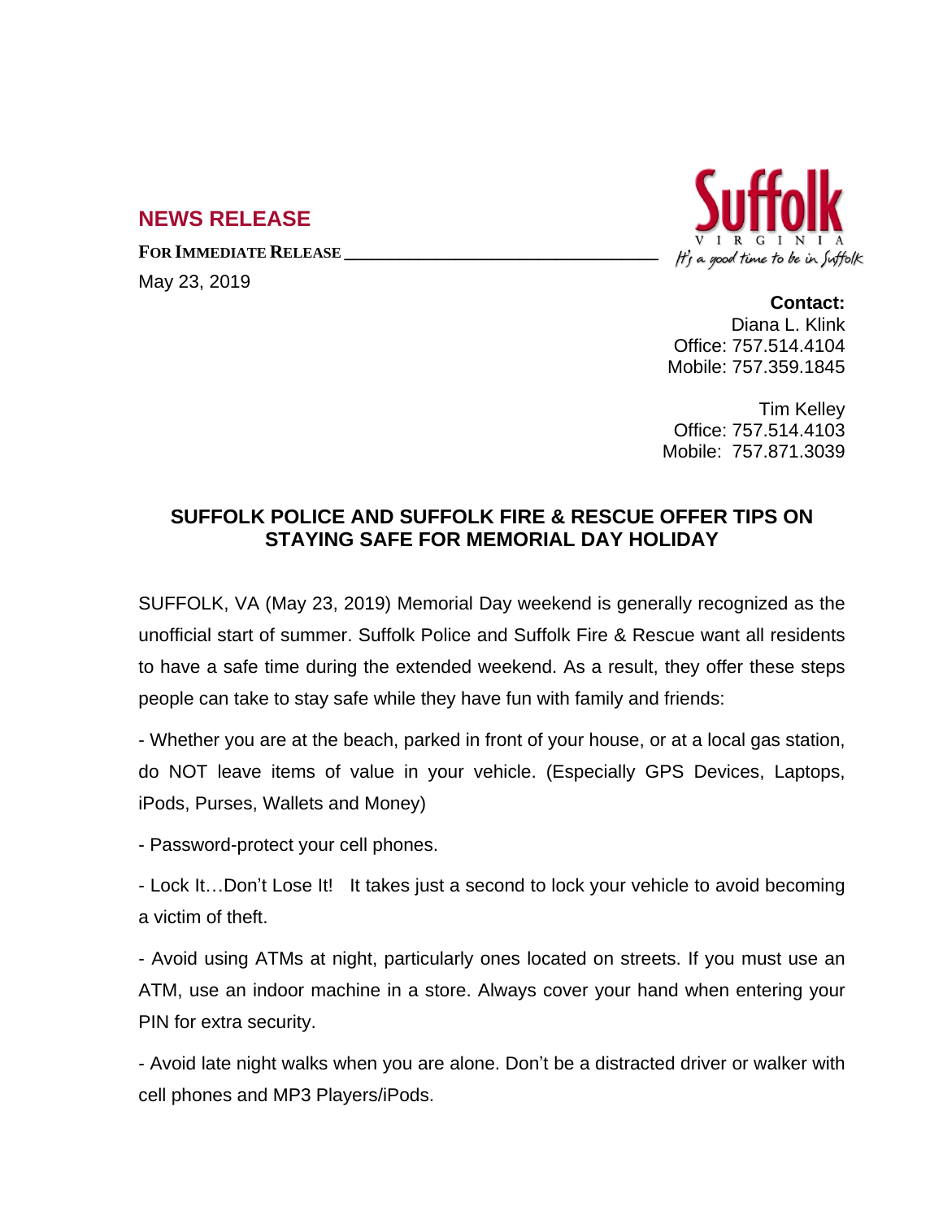## NEWS RELEASE

**FOR IMMEDIATE RELEASE**

May 23, 2019

Suffolk VIRGINIA
*It's a good time to be in Suffolk*

**Contact:**
Diana L. Klink
Office: 757.514.4104
Mobile: 757.359.1845

Tim Kelley
Office: 757.514.4103
Mobile: 757.871.3039

### SUFFOLK POLICE AND SUFFOLK FIRE & RESCUE OFFER TIPS ON STAYING SAFE FOR MEMORIAL DAY HOLIDAY

SUFFOLK, VA (May 23, 2019) Memorial Day weekend is generally recognized as the unofficial start of summer. Suffolk Police and Suffolk Fire & Rescue want all residents to have a safe time during the extended weekend. As a result, they offer these steps people can take to stay safe while they have fun with family and friends:

- Whether you are at the beach, parked in front of your house, or at a local gas station, do NOT leave items of value in your vehicle. (Especially GPS Devices, Laptops, iPods, Purses, Wallets and Money)

- Password-protect your cell phones.

- Lock It…Don't Lose It! It takes just a second to lock your vehicle to avoid becoming a victim of theft.

- Avoid using ATMs at night, particularly ones located on streets. If you must use an ATM, use an indoor machine in a store. Always cover your hand when entering your PIN for extra security.

- Avoid late night walks when you are alone. Don't be a distracted driver or walker with cell phones and MP3 Players/iPods.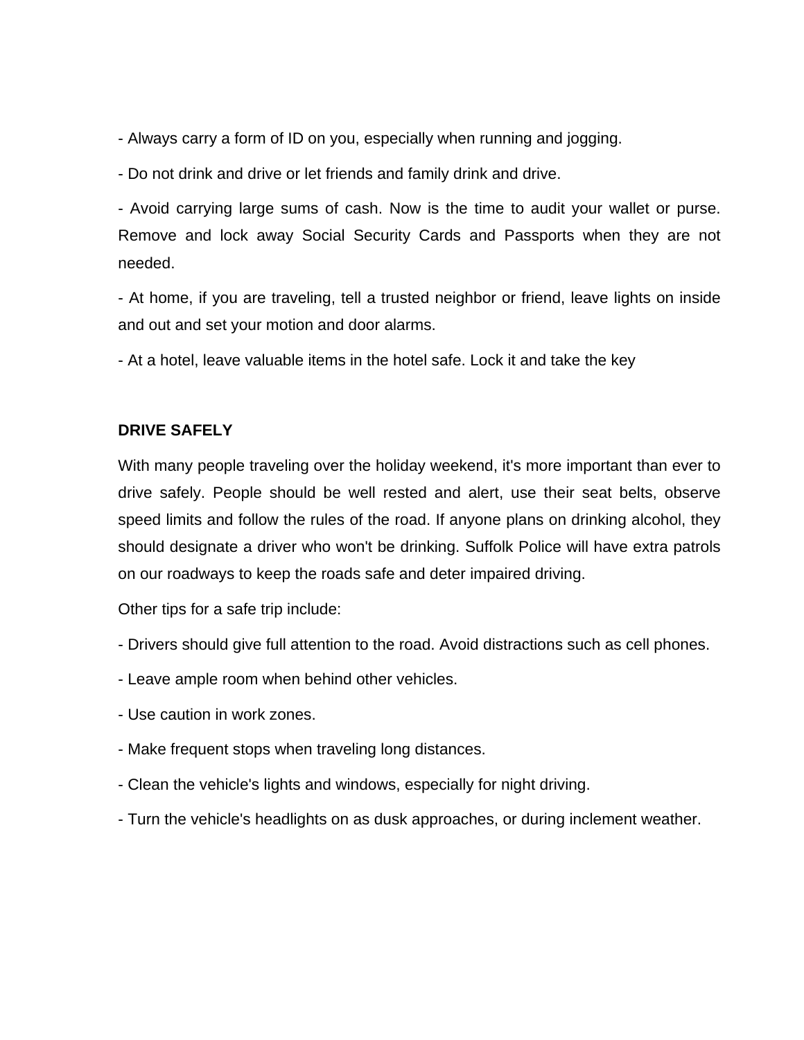- Always carry a form of ID on you, especially when running and jogging.

- Do not drink and drive or let friends and family drink and drive.

- Avoid carrying large sums of cash. Now is the time to audit your wallet or purse. Remove and lock away Social Security Cards and Passports when they are not needed.

- At home, if you are traveling, tell a trusted neighbor or friend, leave lights on inside and out and set your motion and door alarms.

- At a hotel, leave valuable items in the hotel safe. Lock it and take the key

**DRIVE SAFELY**

With many people traveling over the holiday weekend, it's more important than ever to drive safely. People should be well rested and alert, use their seat belts, observe speed limits and follow the rules of the road. If anyone plans on drinking alcohol, they should designate a driver who won't be drinking. Suffolk Police will have extra patrols on our roadways to keep the roads safe and deter impaired driving.

Other tips for a safe trip include:

- Drivers should give full attention to the road. Avoid distractions such as cell phones.

- Leave ample room when behind other vehicles.

- Use caution in work zones.

- Make frequent stops when traveling long distances.

- Clean the vehicle's lights and windows, especially for night driving.

- Turn the vehicle's headlights on as dusk approaches, or during inclement weather.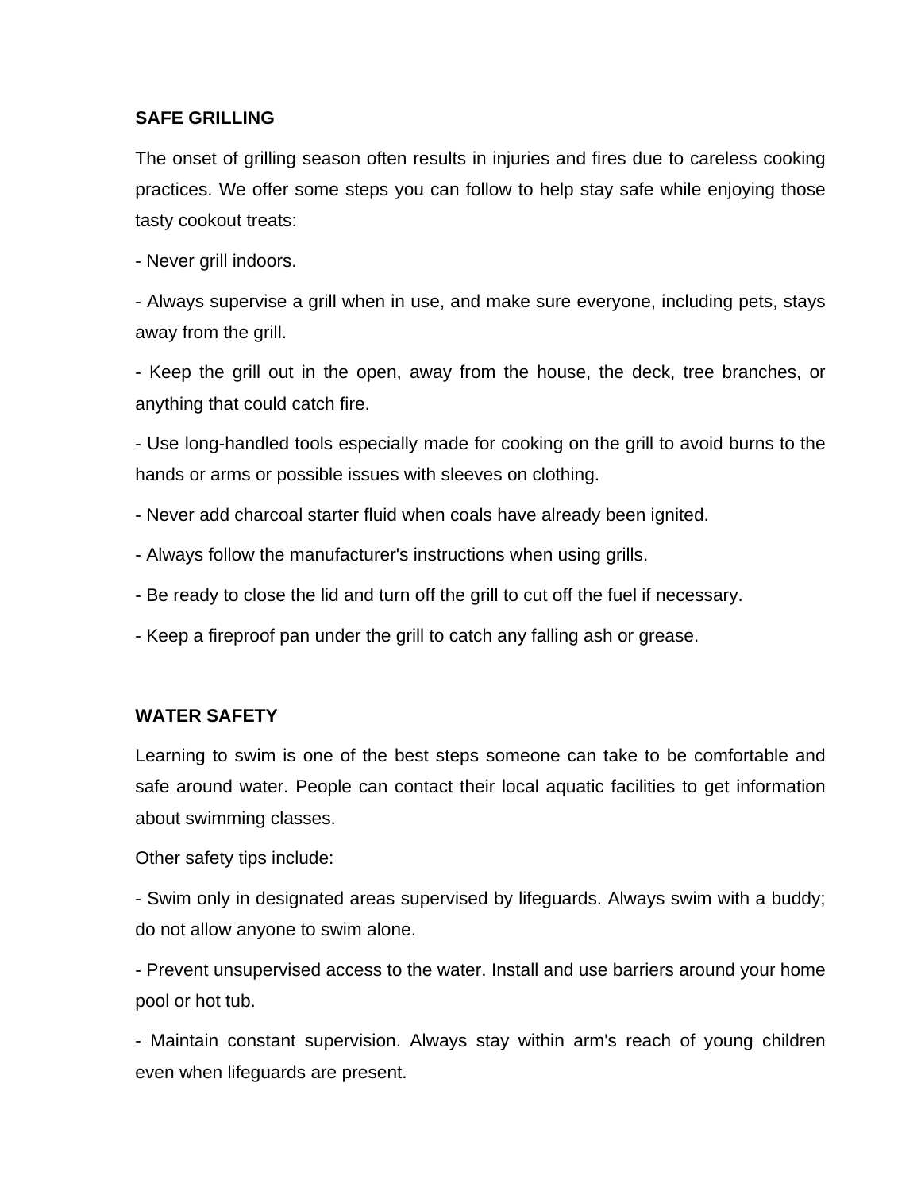## SAFE GRILLING

The onset of grilling season often results in injuries and fires due to careless cooking practices. We offer some steps you can follow to help stay safe while enjoying those tasty cookout treats:

- Never grill indoors.
- Always supervise a grill when in use, and make sure everyone, including pets, stays away from the grill.
- Keep the grill out in the open, away from the house, the deck, tree branches, or anything that could catch fire.
- Use long-handled tools especially made for cooking on the grill to avoid burns to the hands or arms or possible issues with sleeves on clothing.
- Never add charcoal starter fluid when coals have already been ignited.
- Always follow the manufacturer's instructions when using grills.
- Be ready to close the lid and turn off the grill to cut off the fuel if necessary.
- Keep a fireproof pan under the grill to catch any falling ash or grease.

## WATER SAFETY

Learning to swim is one of the best steps someone can take to be comfortable and safe around water. People can contact their local aquatic facilities to get information about swimming classes.

Other safety tips include:

- Swim only in designated areas supervised by lifeguards. Always swim with a buddy; do not allow anyone to swim alone.
- Prevent unsupervised access to the water. Install and use barriers around your home pool or hot tub.
- Maintain constant supervision. Always stay within arm's reach of young children even when lifeguards are present.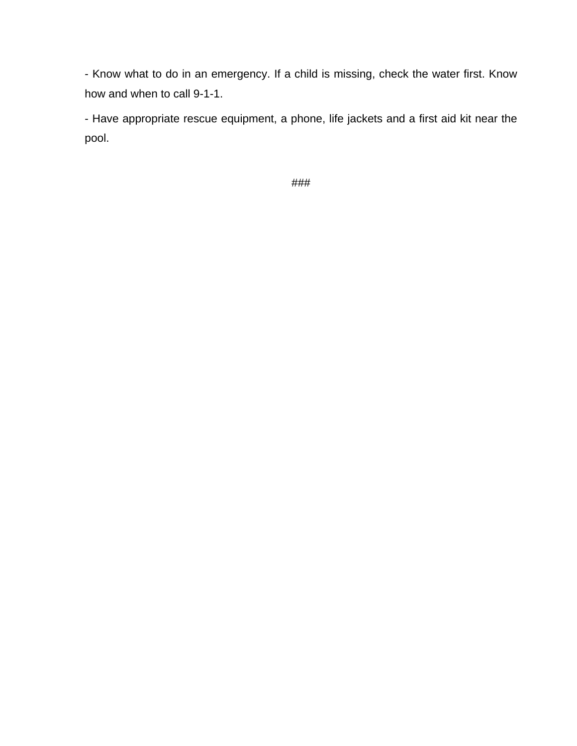- Know what to do in an emergency. If a child is missing, check the water first. Know how and when to call 9-1-1.

- Have appropriate rescue equipment, a phone, life jackets and a first aid kit near the pool.

###